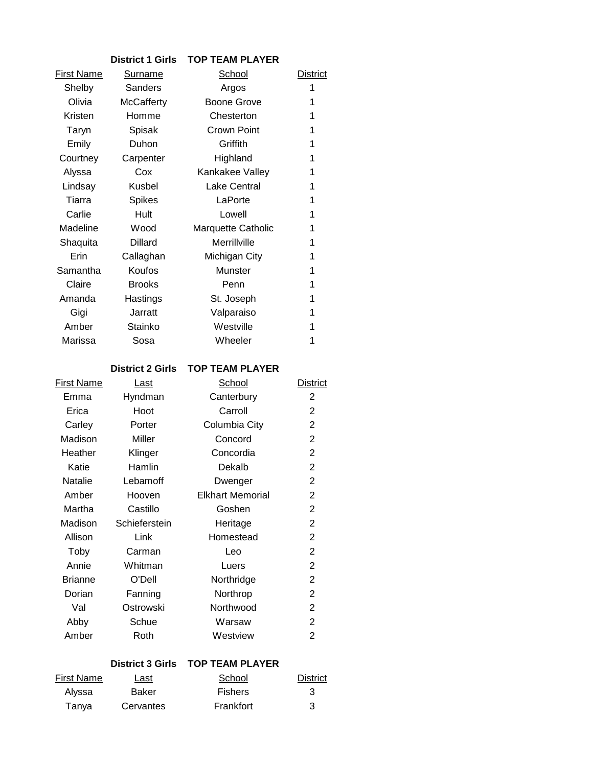## District 1 Girls TOP TEAM PLAYER

| First Name | Surname | School | District |
|---|---|---|---|
| Shelby | Sanders | Argos | 1 |
| Olivia | McCafferty | Boone Grove | 1 |
| Kristen | Homme | Chesterton | 1 |
| Taryn | Spisak | Crown Point | 1 |
| Emily | Duhon | Griffith | 1 |
| Courtney | Carpenter | Highland | 1 |
| Alyssa | Cox | Kankakee Valley | 1 |
| Lindsay | Kusbel | Lake Central | 1 |
| Tiarra | Spikes | LaPorte | 1 |
| Carlie | Hult | Lowell | 1 |
| Madeline | Wood | Marquette Catholic | 1 |
| Shaquita | Dillard | Merrillville | 1 |
| Erin | Callaghan | Michigan City | 1 |
| Samantha | Koufos | Munster | 1 |
| Claire | Brooks | Penn | 1 |
| Amanda | Hastings | St. Joseph | 1 |
| Gigi | Jarratt | Valparaiso | 1 |
| Amber | Stainko | Westville | 1 |
| Marissa | Sosa | Wheeler | 1 |

## District 2 Girls TOP TEAM PLAYER

| First Name | Last | School | District |
|---|---|---|---|
| Emma | Hyndman | Canterbury | 2 |
| Erica | Hoot | Carroll | 2 |
| Carley | Porter | Columbia City | 2 |
| Madison | Miller | Concord | 2 |
| Heather | Klinger | Concordia | 2 |
| Katie | Hamlin | Dekalb | 2 |
| Natalie | Lebamoff | Dwenger | 2 |
| Amber | Hooven | Elkhart Memorial | 2 |
| Martha | Castillo | Goshen | 2 |
| Madison | Schieferstein | Heritage | 2 |
| Allison | Link | Homestead | 2 |
| Toby | Carman | Leo | 2 |
| Annie | Whitman | Luers | 2 |
| Brianne | O'Dell | Northridge | 2 |
| Dorian | Fanning | Northrop | 2 |
| Val | Ostrowski | Northwood | 2 |
| Abby | Schue | Warsaw | 2 |
| Amber | Roth | Westview | 2 |

## District 3 Girls TOP TEAM PLAYER

| First Name | Last | School | District |
|---|---|---|---|
| Alyssa | Baker | Fishers | 3 |
| Tanya | Cervantes | Frankfort | 3 |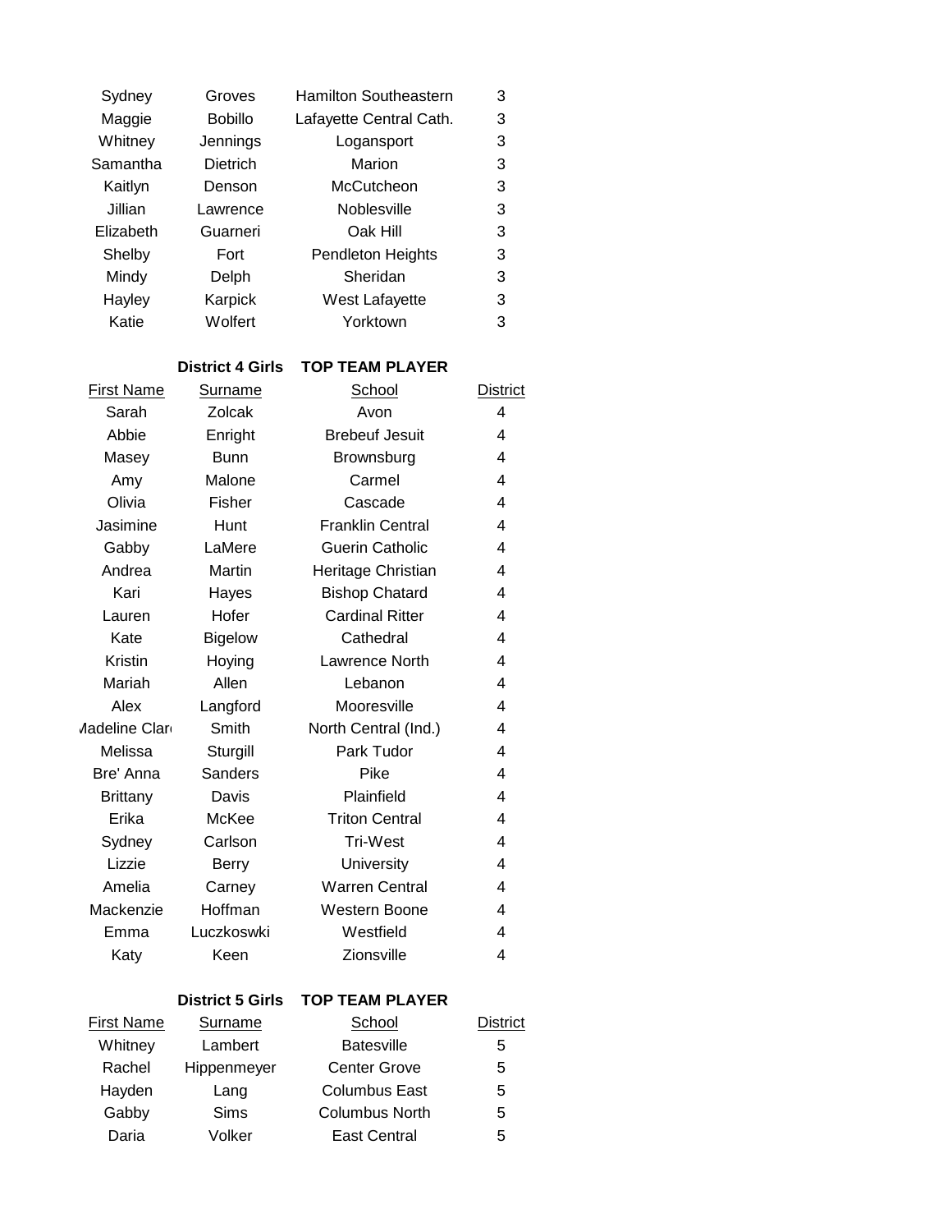| First Name | Surname | School | District |
|---|---|---|---|
| Sydney | Groves | Hamilton Southeastern | 3 |
| Maggie | Bobillo | Lafayette Central Cath. | 3 |
| Whitney | Jennings | Logansport | 3 |
| Samantha | Dietrich | Marion | 3 |
| Kaitlyn | Denson | McCutcheon | 3 |
| Jillian | Lawrence | Noblesville | 3 |
| Elizabeth | Guarneri | Oak Hill | 3 |
| Shelby | Fort | Pendleton Heights | 3 |
| Mindy | Delph | Sheridan | 3 |
| Hayley | Karpick | West Lafayette | 3 |
| Katie | Wolfert | Yorktown | 3 |

**District 4 Girls TOP TEAM PLAYER**

| First Name | Surname | School | District |
|---|---|---|---|
| Sarah | Zolcak | Avon | 4 |
| Abbie | Enright | Brebeuf Jesuit | 4 |
| Masey | Bunn | Brownsburg | 4 |
| Amy | Malone | Carmel | 4 |
| Olivia | Fisher | Cascade | 4 |
| Jasimine | Hunt | Franklin Central | 4 |
| Gabby | LaMere | Guerin Catholic | 4 |
| Andrea | Martin | Heritage Christian | 4 |
| Kari | Hayes | Bishop Chatard | 4 |
| Lauren | Hofer | Cardinal Ritter | 4 |
| Kate | Bigelow | Cathedral | 4 |
| Kristin | Hoying | Lawrence North | 4 |
| Mariah | Allen | Lebanon | 4 |
| Alex | Langford | Mooresville | 4 |
| Madeline Clare | Smith | North Central (Ind.) | 4 |
| Melissa | Sturgill | Park Tudor | 4 |
| Bre' Anna | Sanders | Pike | 4 |
| Brittany | Davis | Plainfield | 4 |
| Erika | McKee | Triton Central | 4 |
| Sydney | Carlson | Tri-West | 4 |
| Lizzie | Berry | University | 4 |
| Amelia | Carney | Warren Central | 4 |
| Mackenzie | Hoffman | Western Boone | 4 |
| Emma | Luczkoswki | Westfield | 4 |
| Katy | Keen | Zionsville | 4 |

**District 5 Girls TOP TEAM PLAYER**

| First Name | Surname | School | District |
|---|---|---|---|
| Whitney | Lambert | Batesville | 5 |
| Rachel | Hippenmeyer | Center Grove | 5 |
| Hayden | Lang | Columbus East | 5 |
| Gabby | Sims | Columbus North | 5 |
| Daria | Volker | East Central | 5 |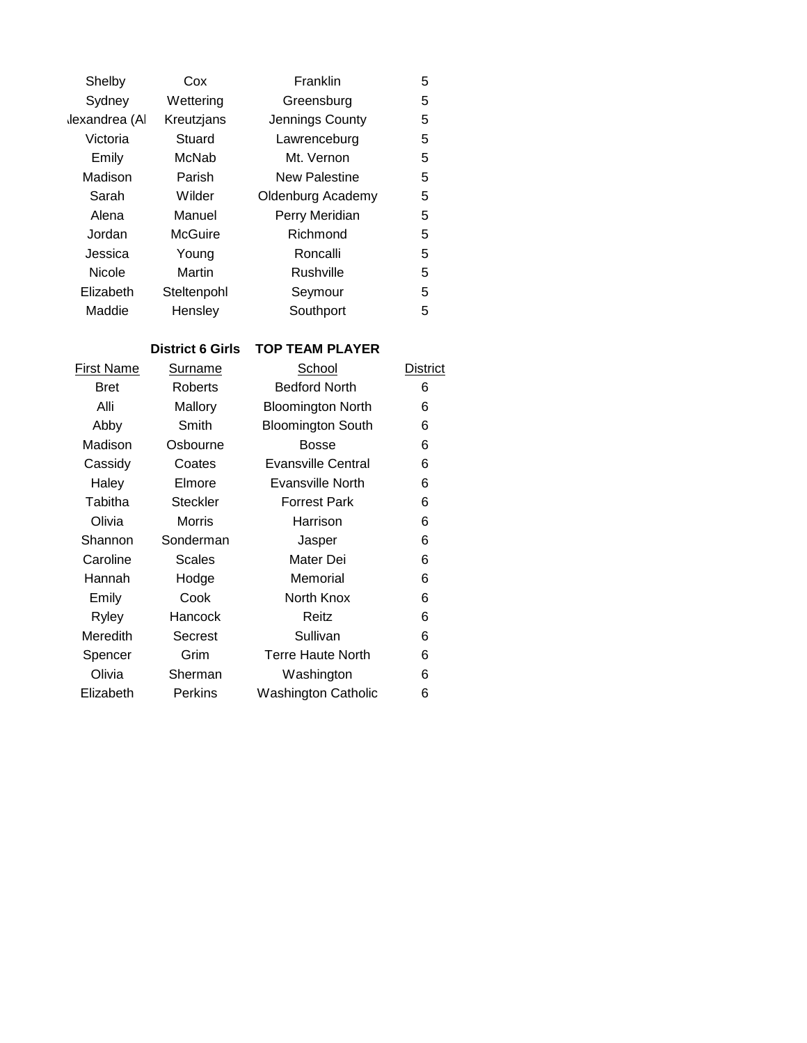| | | | |
|---|---|---|---|
| Shelby | Cox | Franklin | 5 |
| Sydney | Wettering | Greensburg | 5 |
| lexandrea (Al | Kreutzjans | Jennings County | 5 |
| Victoria | Stuard | Lawrenceburg | 5 |
| Emily | McNab | Mt. Vernon | 5 |
| Madison | Parish | New Palestine | 5 |
| Sarah | Wilder | Oldenburg Academy | 5 |
| Alena | Manuel | Perry Meridian | 5 |
| Jordan | McGuire | Richmond | 5 |
| Jessica | Young | Roncalli | 5 |
| Nicole | Martin | Rushville | 5 |
| Elizabeth | Steltenpohl | Seymour | 5 |
| Maddie | Hensley | Southport | 5 |

**District 6 Girls** **TOP TEAM PLAYER**

| First Name | Surname | School | District |
|---|---|---|---|
| Bret | Roberts | Bedford North | 6 |
| Alli | Mallory | Bloomington North | 6 |
| Abby | Smith | Bloomington South | 6 |
| Madison | Osbourne | Bosse | 6 |
| Cassidy | Coates | Evansville Central | 6 |
| Haley | Elmore | Evansville North | 6 |
| Tabitha | Steckler | Forrest Park | 6 |
| Olivia | Morris | Harrison | 6 |
| Shannon | Sonderman | Jasper | 6 |
| Caroline | Scales | Mater Dei | 6 |
| Hannah | Hodge | Memorial | 6 |
| Emily | Cook | North Knox | 6 |
| Ryley | Hancock | Reitz | 6 |
| Meredith | Secrest | Sullivan | 6 |
| Spencer | Grim | Terre Haute North | 6 |
| Olivia | Sherman | Washington | 6 |
| Elizabeth | Perkins | Washington Catholic | 6 |